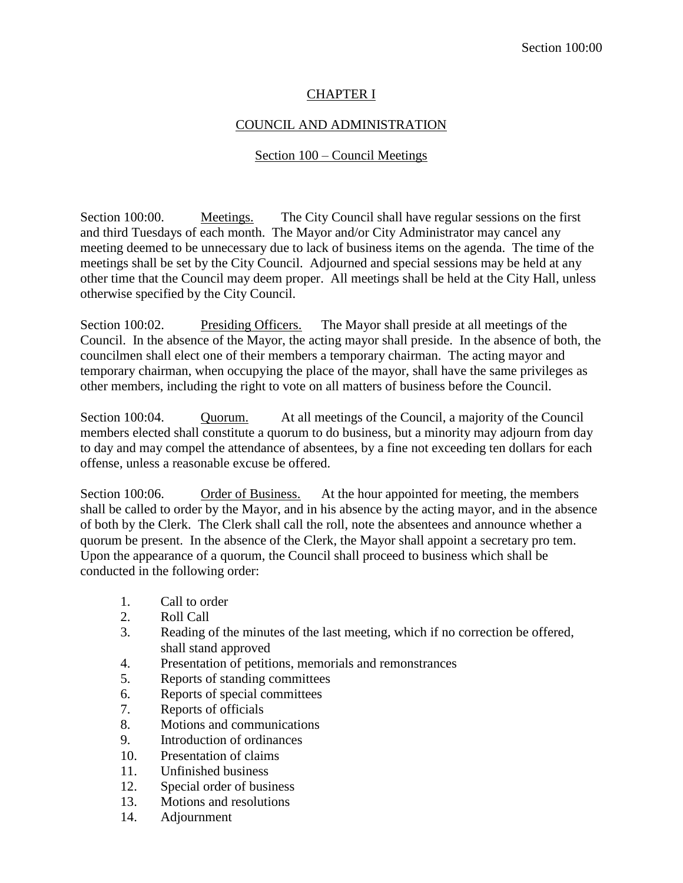# CHAPTER I

## COUNCIL AND ADMINISTRATION

### Section 100 – Council Meetings

Section 100:00. Meetings. The City Council shall have regular sessions on the first and third Tuesdays of each month. The Mayor and/or City Administrator may cancel any meeting deemed to be unnecessary due to lack of business items on the agenda. The time of the meetings shall be set by the City Council. Adjourned and special sessions may be held at any other time that the Council may deem proper. All meetings shall be held at the City Hall, unless otherwise specified by the City Council.

Section 100:02. Presiding Officers. The Mayor shall preside at all meetings of the Council. In the absence of the Mayor, the acting mayor shall preside. In the absence of both, the councilmen shall elect one of their members a temporary chairman. The acting mayor and temporary chairman, when occupying the place of the mayor, shall have the same privileges as other members, including the right to vote on all matters of business before the Council.

Section 100:04. Quorum. At all meetings of the Council, a majority of the Council members elected shall constitute a quorum to do business, but a minority may adjourn from day to day and may compel the attendance of absentees, by a fine not exceeding ten dollars for each offense, unless a reasonable excuse be offered.

Section 100:06. Order of Business. At the hour appointed for meeting, the members shall be called to order by the Mayor, and in his absence by the acting mayor, and in the absence of both by the Clerk. The Clerk shall call the roll, note the absentees and announce whether a quorum be present. In the absence of the Clerk, the Mayor shall appoint a secretary pro tem. Upon the appearance of a quorum, the Council shall proceed to business which shall be conducted in the following order:

1. Call to order
2. Roll Call
3. Reading of the minutes of the last meeting, which if no correction be offered, shall stand approved
4. Presentation of petitions, memorials and remonstrances
5. Reports of standing committees
6. Reports of special committees
7. Reports of officials
8. Motions and communications
9. Introduction of ordinances
10. Presentation of claims
11. Unfinished business
12. Special order of business
13. Motions and resolutions
14. Adjournment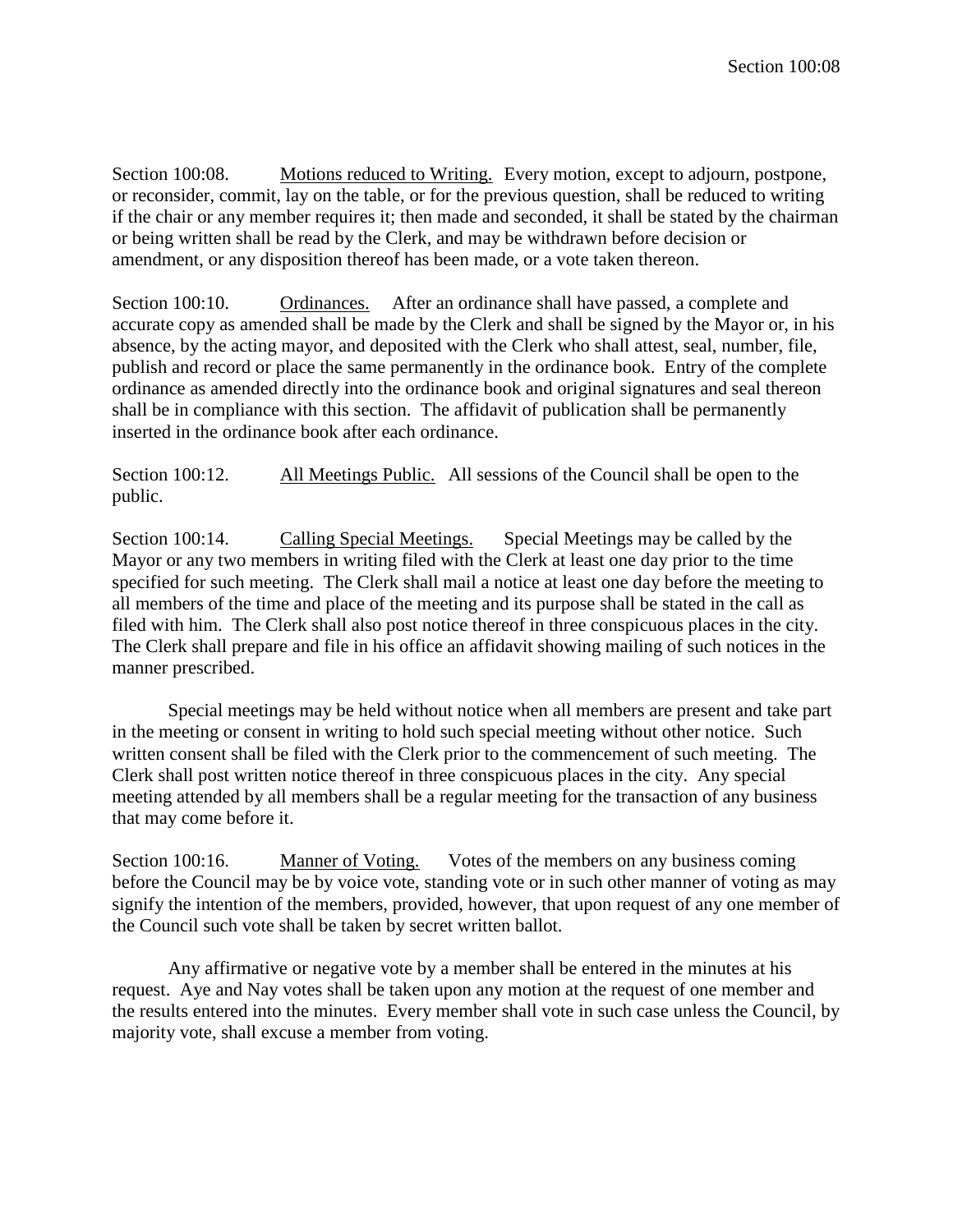Section 100:08. Motions reduced to Writing. Every motion, except to adjourn, postpone, or reconsider, commit, lay on the table, or for the previous question, shall be reduced to writing if the chair or any member requires it; then made and seconded, it shall be stated by the chairman or being written shall be read by the Clerk, and may be withdrawn before decision or amendment, or any disposition thereof has been made, or a vote taken thereon.

Section 100:10. Ordinances. After an ordinance shall have passed, a complete and accurate copy as amended shall be made by the Clerk and shall be signed by the Mayor or, in his absence, by the acting mayor, and deposited with the Clerk who shall attest, seal, number, file, publish and record or place the same permanently in the ordinance book. Entry of the complete ordinance as amended directly into the ordinance book and original signatures and seal thereon shall be in compliance with this section. The affidavit of publication shall be permanently inserted in the ordinance book after each ordinance.

Section 100:12. All Meetings Public. All sessions of the Council shall be open to the public.

Section 100:14. Calling Special Meetings. Special Meetings may be called by the Mayor or any two members in writing filed with the Clerk at least one day prior to the time specified for such meeting. The Clerk shall mail a notice at least one day before the meeting to all members of the time and place of the meeting and its purpose shall be stated in the call as filed with him. The Clerk shall also post notice thereof in three conspicuous places in the city. The Clerk shall prepare and file in his office an affidavit showing mailing of such notices in the manner prescribed.

Special meetings may be held without notice when all members are present and take part in the meeting or consent in writing to hold such special meeting without other notice. Such written consent shall be filed with the Clerk prior to the commencement of such meeting. The Clerk shall post written notice thereof in three conspicuous places in the city. Any special meeting attended by all members shall be a regular meeting for the transaction of any business that may come before it.

Section 100:16. Manner of Voting. Votes of the members on any business coming before the Council may be by voice vote, standing vote or in such other manner of voting as may signify the intention of the members, provided, however, that upon request of any one member of the Council such vote shall be taken by secret written ballot.

Any affirmative or negative vote by a member shall be entered in the minutes at his request. Aye and Nay votes shall be taken upon any motion at the request of one member and the results entered into the minutes. Every member shall vote in such case unless the Council, by majority vote, shall excuse a member from voting.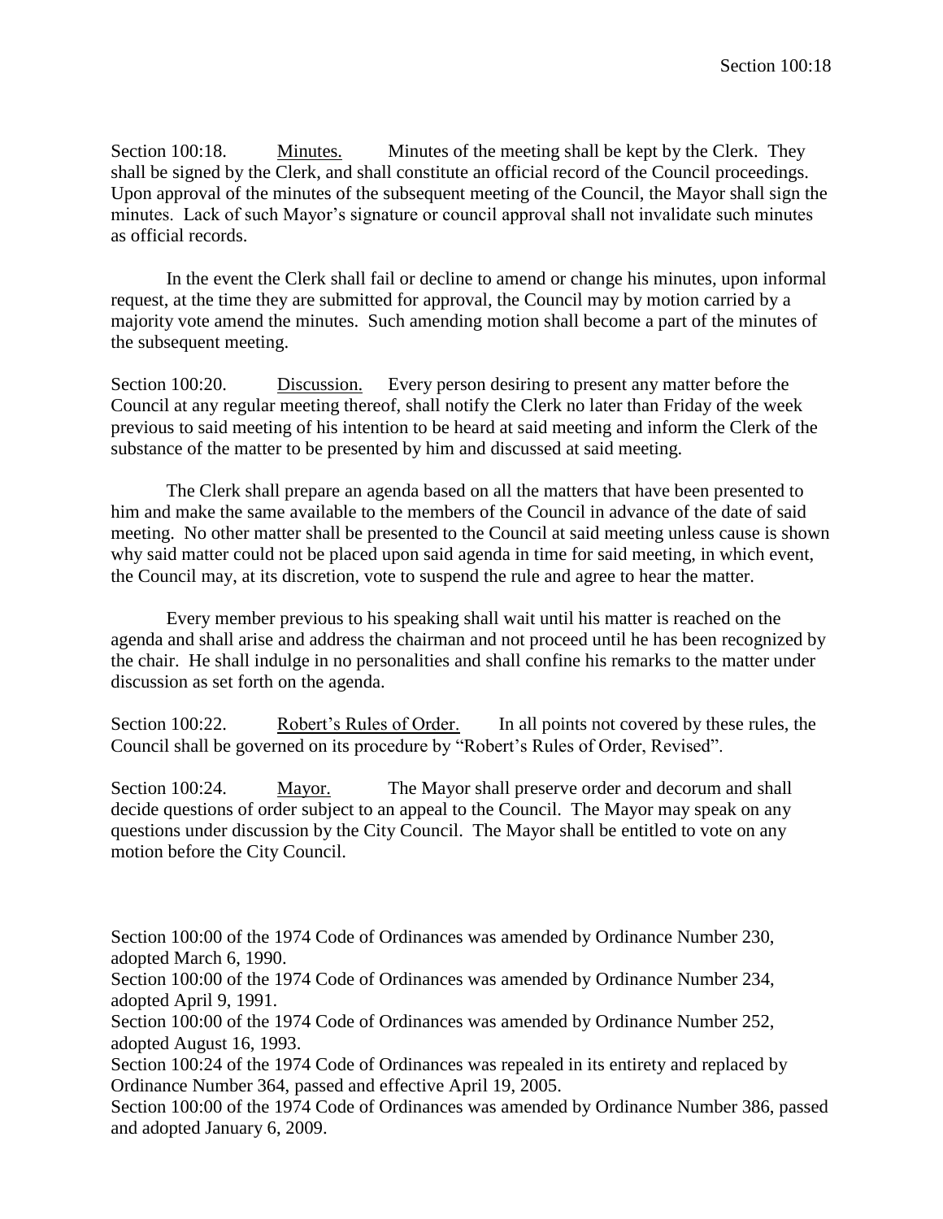Section 100:18. <u>Minutes.</u> Minutes of the meeting shall be kept by the Clerk. They shall be signed by the Clerk, and shall constitute an official record of the Council proceedings. Upon approval of the minutes of the subsequent meeting of the Council, the Mayor shall sign the minutes. Lack of such Mayor's signature or council approval shall not invalidate such minutes as official records.

In the event the Clerk shall fail or decline to amend or change his minutes, upon informal request, at the time they are submitted for approval, the Council may by motion carried by a majority vote amend the minutes. Such amending motion shall become a part of the minutes of the subsequent meeting.

Section 100:20. <u>Discussion.</u> Every person desiring to present any matter before the Council at any regular meeting thereof, shall notify the Clerk no later than Friday of the week previous to said meeting of his intention to be heard at said meeting and inform the Clerk of the substance of the matter to be presented by him and discussed at said meeting.

The Clerk shall prepare an agenda based on all the matters that have been presented to him and make the same available to the members of the Council in advance of the date of said meeting. No other matter shall be presented to the Council at said meeting unless cause is shown why said matter could not be placed upon said agenda in time for said meeting, in which event, the Council may, at its discretion, vote to suspend the rule and agree to hear the matter.

Every member previous to his speaking shall wait until his matter is reached on the agenda and shall arise and address the chairman and not proceed until he has been recognized by the chair. He shall indulge in no personalities and shall confine his remarks to the matter under discussion as set forth on the agenda.

Section 100:22. <u>Robert's Rules of Order.</u> In all points not covered by these rules, the Council shall be governed on its procedure by "Robert's Rules of Order, Revised".

Section 100:24. <u>Mayor.</u> The Mayor shall preserve order and decorum and shall decide questions of order subject to an appeal to the Council. The Mayor may speak on any questions under discussion by the City Council. The Mayor shall be entitled to vote on any motion before the City Council.

Section 100:00 of the 1974 Code of Ordinances was amended by Ordinance Number 230, adopted March 6, 1990.
Section 100:00 of the 1974 Code of Ordinances was amended by Ordinance Number 234, adopted April 9, 1991.
Section 100:00 of the 1974 Code of Ordinances was amended by Ordinance Number 252, adopted August 16, 1993.
Section 100:24 of the 1974 Code of Ordinances was repealed in its entirety and replaced by Ordinance Number 364, passed and effective April 19, 2005.
Section 100:00 of the 1974 Code of Ordinances was amended by Ordinance Number 386, passed and adopted January 6, 2009.